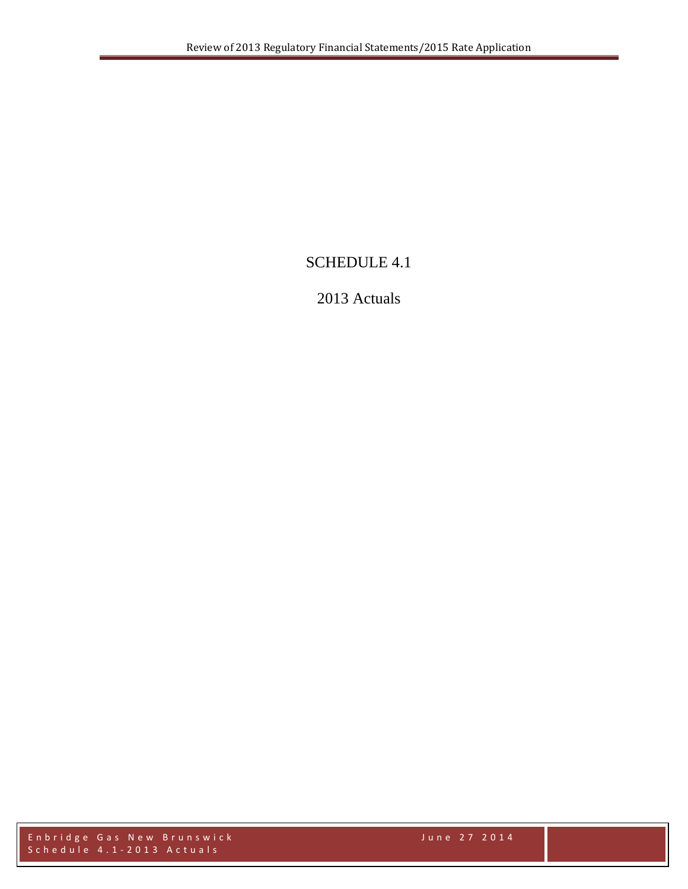# SCHEDULE 4.1

## 2013 Actuals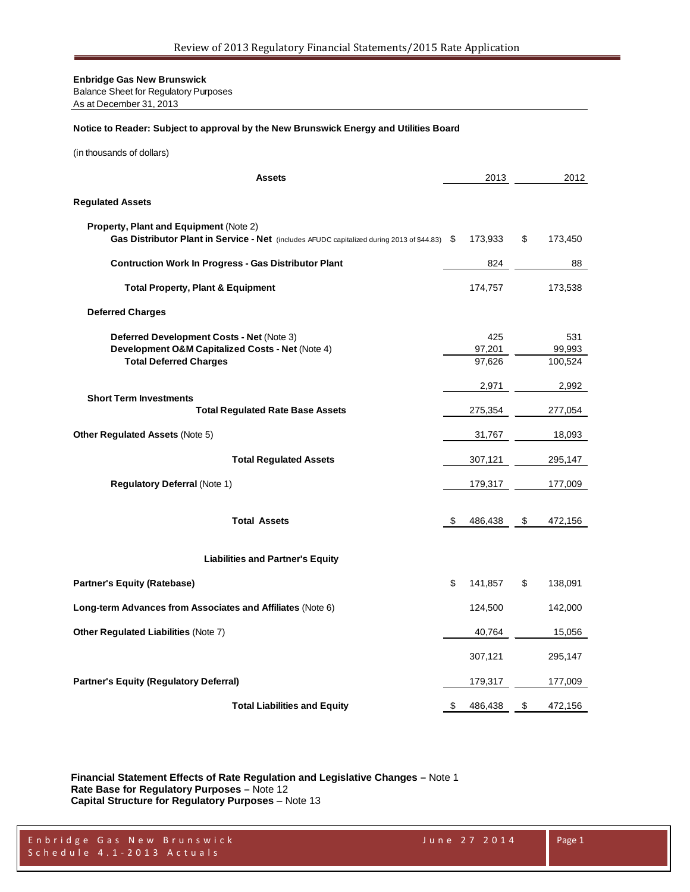**Enbridge Gas New Brunswick**
Balance Sheet for Regulatory Purposes
As at December 31, 2013

**Notice to Reader: Subject to approval by the New Brunswick Energy and Utilities Board**

(in thousands of dollars)

| Assets | 2013 | 2012 |
|---|---|---|
| **Regulated Assets** | | |
| **Property, Plant and Equipment** (Note 2) | | |
| **Gas Distributor Plant in Service - Net** (includes AFUDC capitalized during 2013 of $44.83) | $ 173,933 | $ 173,450 |
| **Contruction Work In Progress - Gas Distributor Plant** | 824 | 88 |
| **Total Property, Plant & Equipment** | 174,757 | 173,538 |
| **Deferred Charges** | | |
| **Deferred Development Costs - Net** (Note 3) | 425 | 531 |
| **Development O&M Capitalized Costs - Net** (Note 4) | 97,201 | 99,993 |
| **Total Deferred Charges** | 97,626 | 100,524 |
| **Short Term Investments** | 2,971 | 2,992 |
| **Total Regulated Rate Base Assets** | 275,354 | 277,054 |
| **Other Regulated Assets** (Note 5) | 31,767 | 18,093 |
| **Total Regulated Assets** | 307,121 | 295,147 |
| **Regulatory Deferral** (Note 1) | 179,317 | 177,009 |
| **Total Assets** | $ 486,438 | $ 472,156 |
| **Liabilities and Partner's Equity** | | |
| **Partner's Equity (Ratebase)** | $ 141,857 | $ 138,091 |
| **Long-term Advances from Associates and Affiliates** (Note 6) | 124,500 | 142,000 |
| **Other Regulated Liabilities** (Note 7) | 40,764 | 15,056 |
| | 307,121 | 295,147 |
| **Partner's Equity (Regulatory Deferral)** | 179,317 | 177,009 |
| **Total Liabilities and Equity** | $ 486,438 | $ 472,156 |

**Financial Statement Effects of Rate Regulation and Legislative Changes –** Note 1
**Rate Base for Regulatory Purposes –** Note 12
**Capital Structure for Regulatory Purposes** – Note 13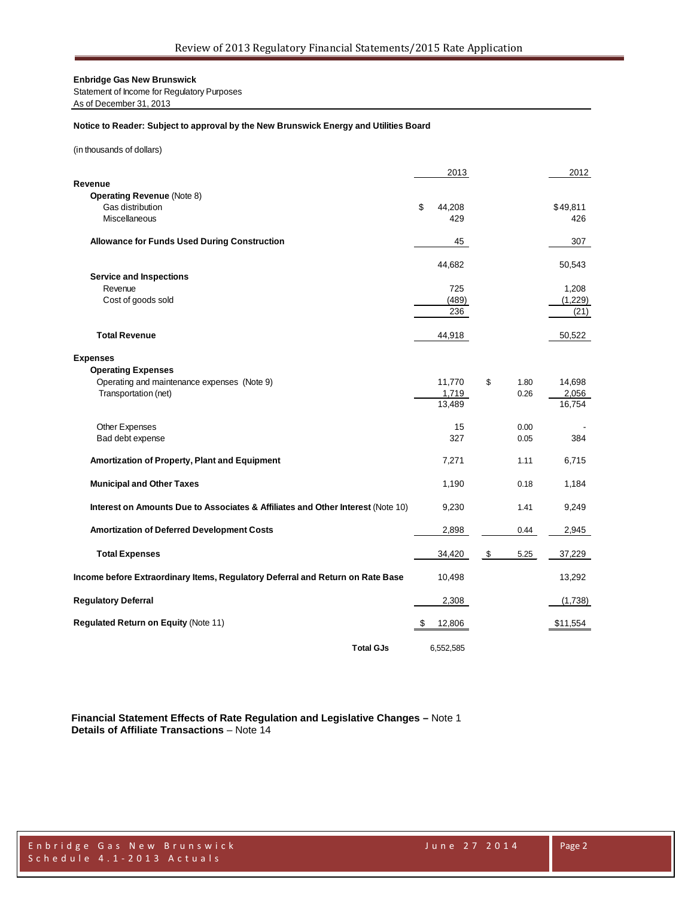**Enbridge Gas New Brunswick**
Statement of Income for Regulatory Purposes
As of December 31, 2013

**Notice to Reader: Subject to approval by the New Brunswick Energy and Utilities Board**

(in thousands of dollars)

| | 2013 | | 2012 |
|---|---|---|---|
| **Revenue** | | | |
| **Operating Revenue** (Note 8) | | | |
| Gas distribution | $ 44,208 | | $49,811 |
| Miscellaneous | 429 | | 426 |
| **Allowance for Funds Used During Construction** | 45 | | 307 |
| | 44,682 | | 50,543 |
| **Service and Inspections** | | | |
| Revenue | 725 | | 1,208 |
| Cost of goods sold | (489) | | (1,229) |
| | 236 | | (21) |
| **Total Revenue** | 44,918 | | 50,522 |
| **Expenses** | | | |
| **Operating Expenses** | | | |
| Operating and maintenance expenses (Note 9) | 11,770 | $ 1.80 | 14,698 |
| Transportation (net) | 1,719 | 0.26 | 2,056 |
| | 13,489 | | 16,754 |
| Other Expenses | 15 | 0.00 | - |
| Bad debt expense | 327 | 0.05 | 384 |
| **Amortization of Property, Plant and Equipment** | 7,271 | 1.11 | 6,715 |
| **Municipal and Other Taxes** | 1,190 | 0.18 | 1,184 |
| **Interest on Amounts Due to Associates & Affiliates and Other Interest** (Note 10) | 9,230 | 1.41 | 9,249 |
| **Amortization of Deferred Development Costs** | 2,898 | 0.44 | 2,945 |
| **Total Expenses** | 34,420 | $ 5.25 | 37,229 |
| **Income before Extraordinary Items, Regulatory Deferral and Return on Rate Base** | 10,498 | | 13,292 |
| **Regulatory Deferral** | 2,308 | | (1,738) |
| **Regulated Return on Equity** (Note 11) | $ 12,806 | | $11,554 |
| **Total GJs** | 6,552,585 | | |

**Financial Statement Effects of Rate Regulation and Legislative Changes –** Note 1
**Details of Affiliate Transactions** – Note 14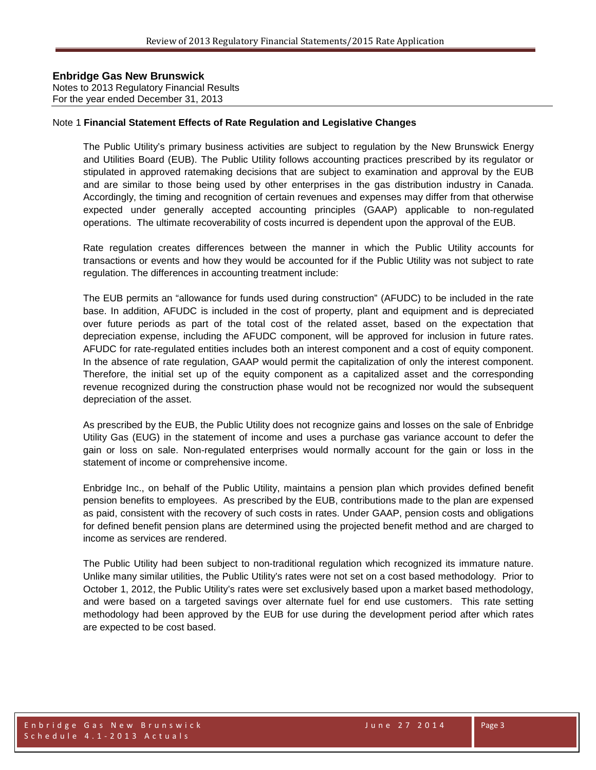**Enbridge Gas New Brunswick**
Notes to 2013 Regulatory Financial Results
For the year ended December 31, 2013

Note 1 **Financial Statement Effects of Rate Regulation and Legislative Changes**

The Public Utility's primary business activities are subject to regulation by the New Brunswick Energy and Utilities Board (EUB). The Public Utility follows accounting practices prescribed by its regulator or stipulated in approved ratemaking decisions that are subject to examination and approval by the EUB and are similar to those being used by other enterprises in the gas distribution industry in Canada. Accordingly, the timing and recognition of certain revenues and expenses may differ from that otherwise expected under generally accepted accounting principles (GAAP) applicable to non-regulated operations. The ultimate recoverability of costs incurred is dependent upon the approval of the EUB.

Rate regulation creates differences between the manner in which the Public Utility accounts for transactions or events and how they would be accounted for if the Public Utility was not subject to rate regulation. The differences in accounting treatment include:

The EUB permits an "allowance for funds used during construction" (AFUDC) to be included in the rate base. In addition, AFUDC is included in the cost of property, plant and equipment and is depreciated over future periods as part of the total cost of the related asset, based on the expectation that depreciation expense, including the AFUDC component, will be approved for inclusion in future rates. AFUDC for rate-regulated entities includes both an interest component and a cost of equity component. In the absence of rate regulation, GAAP would permit the capitalization of only the interest component. Therefore, the initial set up of the equity component as a capitalized asset and the corresponding revenue recognized during the construction phase would not be recognized nor would the subsequent depreciation of the asset.

As prescribed by the EUB, the Public Utility does not recognize gains and losses on the sale of Enbridge Utility Gas (EUG) in the statement of income and uses a purchase gas variance account to defer the gain or loss on sale. Non-regulated enterprises would normally account for the gain or loss in the statement of income or comprehensive income.

Enbridge Inc., on behalf of the Public Utility, maintains a pension plan which provides defined benefit pension benefits to employees. As prescribed by the EUB, contributions made to the plan are expensed as paid, consistent with the recovery of such costs in rates. Under GAAP, pension costs and obligations for defined benefit pension plans are determined using the projected benefit method and are charged to income as services are rendered.

The Public Utility had been subject to non-traditional regulation which recognized its immature nature. Unlike many similar utilities, the Public Utility's rates were not set on a cost based methodology. Prior to October 1, 2012, the Public Utility's rates were set exclusively based upon a market based methodology, and were based on a targeted savings over alternate fuel for end use customers. This rate setting methodology had been approved by the EUB for use during the development period after which rates are expected to be cost based.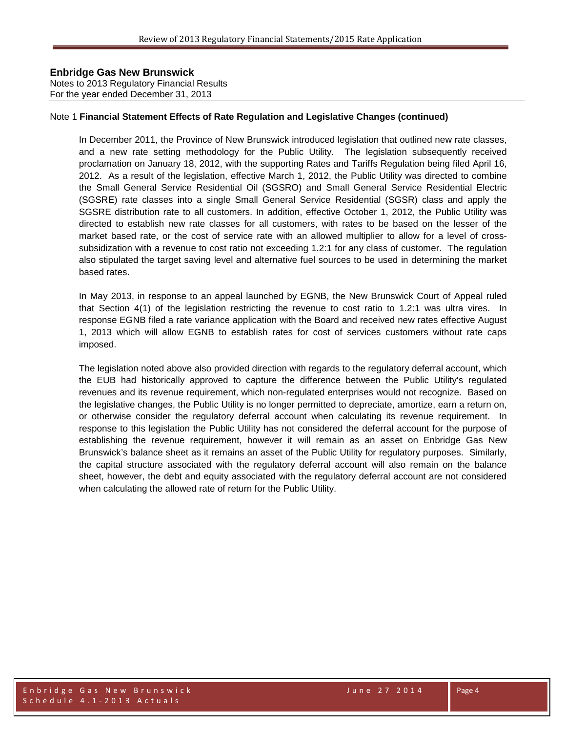**Enbridge Gas New Brunswick**
Notes to 2013 Regulatory Financial Results
For the year ended December 31, 2013

Note 1 **Financial Statement Effects of Rate Regulation and Legislative Changes (continued)**

In December 2011, the Province of New Brunswick introduced legislation that outlined new rate classes, and a new rate setting methodology for the Public Utility. The legislation subsequently received proclamation on January 18, 2012, with the supporting Rates and Tariffs Regulation being filed April 16, 2012. As a result of the legislation, effective March 1, 2012, the Public Utility was directed to combine the Small General Service Residential Oil (SGSRO) and Small General Service Residential Electric (SGSRE) rate classes into a single Small General Service Residential (SGSR) class and apply the SGSRE distribution rate to all customers. In addition, effective October 1, 2012, the Public Utility was directed to establish new rate classes for all customers, with rates to be based on the lesser of the market based rate, or the cost of service rate with an allowed multiplier to allow for a level of cross-subsidization with a revenue to cost ratio not exceeding 1.2:1 for any class of customer. The regulation also stipulated the target saving level and alternative fuel sources to be used in determining the market based rates.

In May 2013, in response to an appeal launched by EGNB, the New Brunswick Court of Appeal ruled that Section 4(1) of the legislation restricting the revenue to cost ratio to 1.2:1 was ultra vires. In response EGNB filed a rate variance application with the Board and received new rates effective August 1, 2013 which will allow EGNB to establish rates for cost of services customers without rate caps imposed.

The legislation noted above also provided direction with regards to the regulatory deferral account, which the EUB had historically approved to capture the difference between the Public Utility's regulated revenues and its revenue requirement, which non-regulated enterprises would not recognize. Based on the legislative changes, the Public Utility is no longer permitted to depreciate, amortize, earn a return on, or otherwise consider the regulatory deferral account when calculating its revenue requirement. In response to this legislation the Public Utility has not considered the deferral account for the purpose of establishing the revenue requirement, however it will remain as an asset on Enbridge Gas New Brunswick's balance sheet as it remains an asset of the Public Utility for regulatory purposes. Similarly, the capital structure associated with the regulatory deferral account will also remain on the balance sheet, however, the debt and equity associated with the regulatory deferral account are not considered when calculating the allowed rate of return for the Public Utility.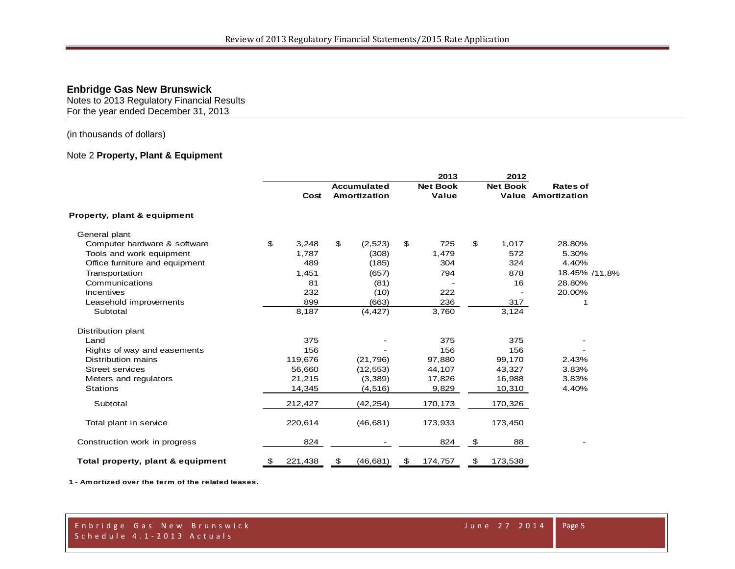## Enbridge Gas New Brunswick

Notes to 2013 Regulatory Financial Results
For the year ended December 31, 2013

(in thousands of dollars)

### Note 2 **Property, Plant & Equipment**

| | Cost | Accumulated Amortization | 2013 Net Book Value | 2012 Net Book Value | Rates of Amortization |
|---|---|---|---|---|---|
| **Property, plant & equipment** | | | | | |
| General plant | | | | | |
| Computer hardware & software | $ 3,248 | $ (2,523) | $ 725 | $ 1,017 | 28.80% |
| Tools and work equipment | 1,787 | (308) | 1,479 | 572 | 5.30% |
| Office furniture and equipment | 489 | (185) | 304 | 324 | 4.40% |
| Transportation | 1,451 | (657) | 794 | 878 | 18.45% /11.8% |
| Communications | 81 | (81) | - | 16 | 28.80% |
| Incentives | 232 | (10) | 222 | - | 20.00% |
| Leasehold improvements | 899 | (663) | 236 | 317 | 1 |
| Subtotal | 8,187 | (4,427) | 3,760 | 3,124 | |
| Distribution plant | | | | | |
| Land | 375 | - | 375 | 375 | - |
| Rights of way and easements | 156 | - | 156 | 156 | - |
| Distribution mains | 119,676 | (21,796) | 97,880 | 99,170 | 2.43% |
| Street services | 56,660 | (12,553) | 44,107 | 43,327 | 3.83% |
| Meters and regulators | 21,215 | (3,389) | 17,826 | 16,988 | 3.83% |
| Stations | 14,345 | (4,516) | 9,829 | 10,310 | 4.40% |
| Subtotal | 212,427 | (42,254) | 170,173 | 170,326 | |
| Total plant in service | 220,614 | (46,681) | 173,933 | 173,450 | |
| Construction work in progress | 824 | - | 824 | $ 88 | - |
| **Total property, plant & equipment** | $ 221,438 | $ (46,681) | $ 174,757 | $ 173,538 | |

**1 - Amortized over the term of the related leases.**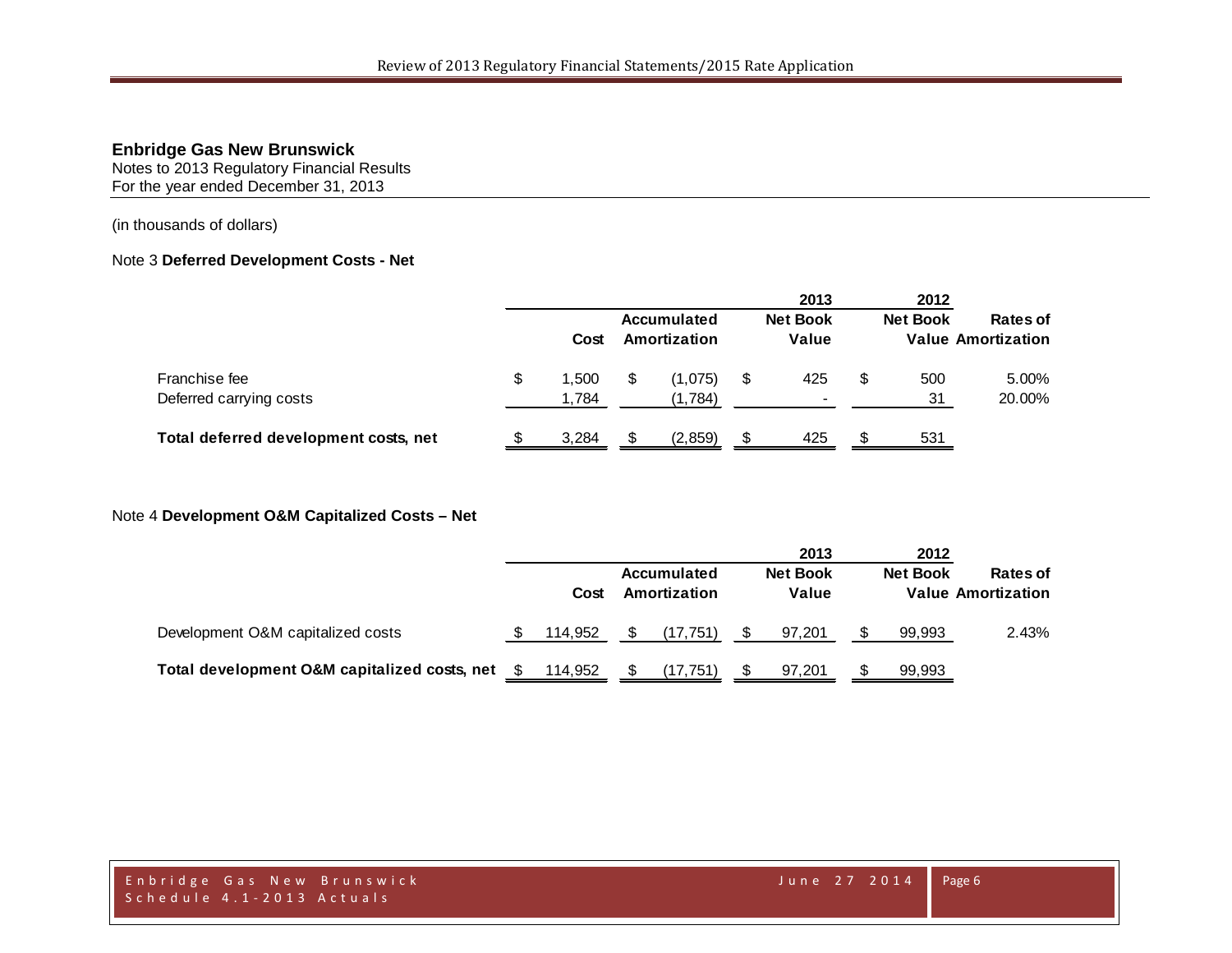**Enbridge Gas New Brunswick**
Notes to 2013 Regulatory Financial Results
For the year ended December 31, 2013

(in thousands of dollars)

Note 3 **Deferred Development Costs - Net**

| | Cost | Accumulated Amortization | 2013 Net Book Value | 2012 Net Book Value | Rates of Amortization |
|---|---|---|---|---|---|
| Franchise fee | $ 1,500 | $ (1,075) | $ 425 | $ 500 | 5.00% |
| Deferred carrying costs | 1,784 | (1,784) | - | 31 | 20.00% |
| **Total deferred development costs, net** | $ 3,284 | $ (2,859) | $ 425 | $ 531 | |

Note 4 **Development O&M Capitalized Costs – Net**

| | Cost | Accumulated Amortization | 2013 Net Book Value | 2012 Net Book Value | Rates of Amortization |
|---|---|---|---|---|---|
| Development O&M capitalized costs | $ 114,952 | $ (17,751) | $ 97,201 | $ 99,993 | 2.43% |
| **Total development O&M capitalized costs, net** | $ 114,952 | $ (17,751) | $ 97,201 | $ 99,993 | |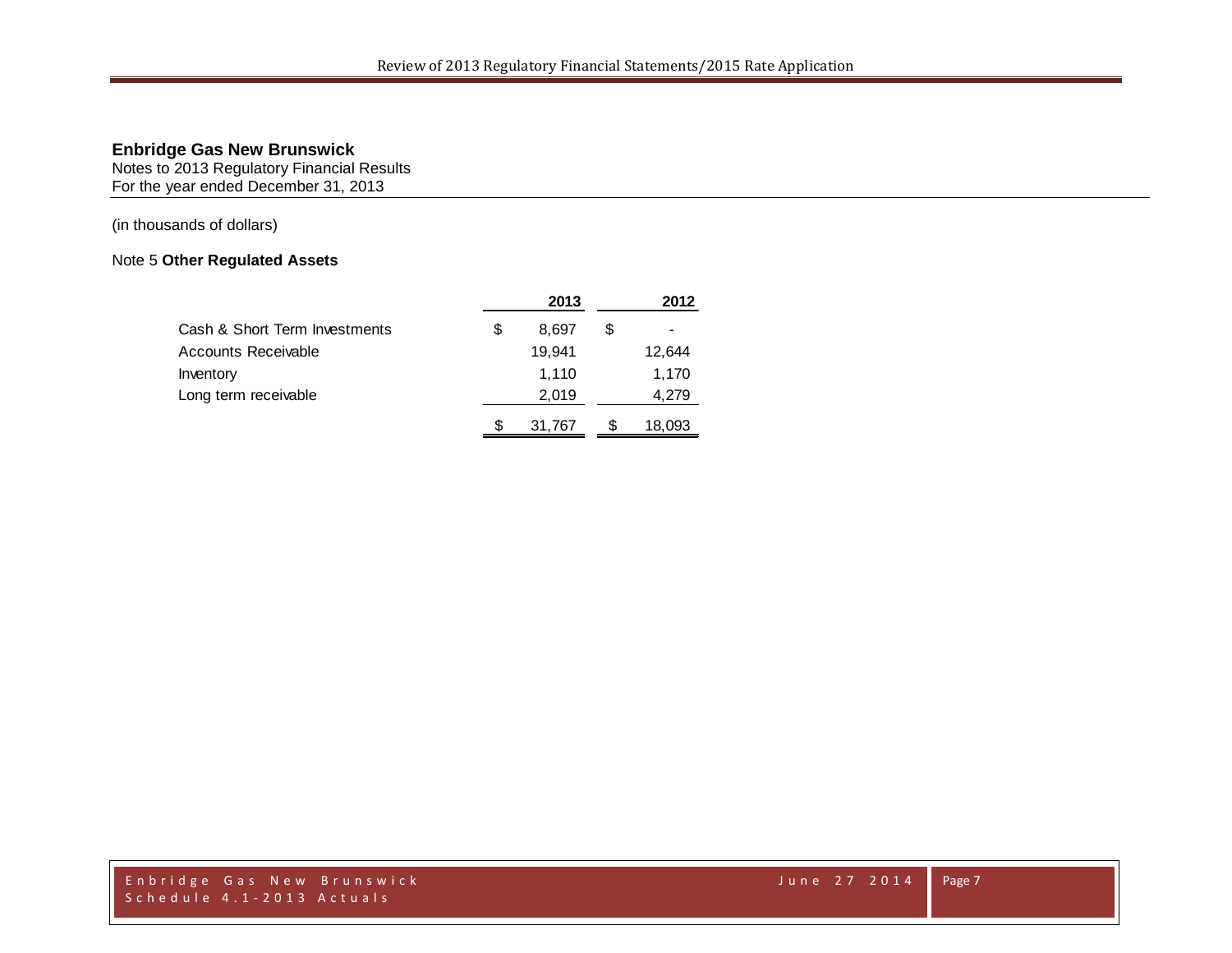**Enbridge Gas New Brunswick**
Notes to 2013 Regulatory Financial Results
For the year ended December 31, 2013

(in thousands of dollars)

Note 5 **Other Regulated Assets**

| | 2013 | 2012 |
|---|---|---|
| Cash & Short Term Investments | $ 8,697 | $ - |
| Accounts Receivable | 19,941 | 12,644 |
| Inventory | 1,110 | 1,170 |
| Long term receivable | 2,019 | 4,279 |
| | $ 31,767 | $ 18,093 |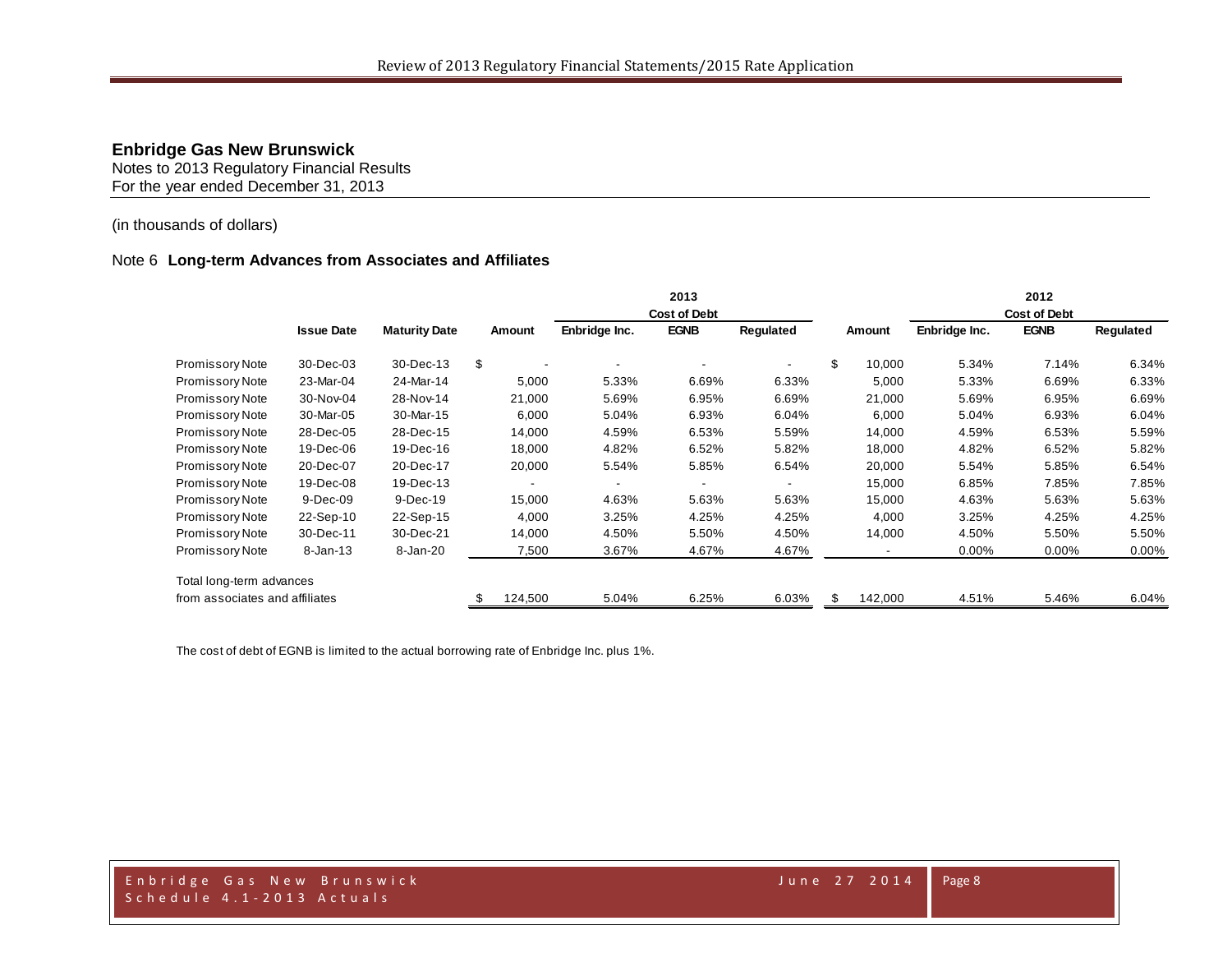# Enbridge Gas New Brunswick

Notes to 2013 Regulatory Financial Results
For the year ended December 31, 2013

(in thousands of dollars)

## Note 6 Long-term Advances from Associates and Affiliates

| | | | 2013 | | | | 2012 | | | |
|---|---|---|---|---|---|---|---|---|---|---|
| | | | | Cost of Debt | | | | Cost of Debt | | |
| | Issue Date | Maturity Date | Amount | Enbridge Inc. | EGNB | Regulated | Amount | Enbridge Inc. | EGNB | Regulated |
| Promissory Note | 30-Dec-03 | 30-Dec-13 | $ - | - | - | - | $ 10,000 | 5.34% | 7.14% | 6.34% |
| Promissory Note | 23-Mar-04 | 24-Mar-14 | 5,000 | 5.33% | 6.69% | 6.33% | 5,000 | 5.33% | 6.69% | 6.33% |
| Promissory Note | 30-Nov-04 | 28-Nov-14 | 21,000 | 5.69% | 6.95% | 6.69% | 21,000 | 5.69% | 6.95% | 6.69% |
| Promissory Note | 30-Mar-05 | 30-Mar-15 | 6,000 | 5.04% | 6.93% | 6.04% | 6,000 | 5.04% | 6.93% | 6.04% |
| Promissory Note | 28-Dec-05 | 28-Dec-15 | 14,000 | 4.59% | 6.53% | 5.59% | 14,000 | 4.59% | 6.53% | 5.59% |
| Promissory Note | 19-Dec-06 | 19-Dec-16 | 18,000 | 4.82% | 6.52% | 5.82% | 18,000 | 4.82% | 6.52% | 5.82% |
| Promissory Note | 20-Dec-07 | 20-Dec-17 | 20,000 | 5.54% | 5.85% | 6.54% | 20,000 | 5.54% | 5.85% | 6.54% |
| Promissory Note | 19-Dec-08 | 19-Dec-13 | - | - | - | - | 15,000 | 6.85% | 7.85% | 7.85% |
| Promissory Note | 9-Dec-09 | 9-Dec-19 | 15,000 | 4.63% | 5.63% | 5.63% | 15,000 | 4.63% | 5.63% | 5.63% |
| Promissory Note | 22-Sep-10 | 22-Sep-15 | 4,000 | 3.25% | 4.25% | 4.25% | 4,000 | 3.25% | 4.25% | 4.25% |
| Promissory Note | 30-Dec-11 | 30-Dec-21 | 14,000 | 4.50% | 5.50% | 4.50% | 14,000 | 4.50% | 5.50% | 5.50% |
| Promissory Note | 8-Jan-13 | 8-Jan-20 | 7,500 | 3.67% | 4.67% | 4.67% | - | 0.00% | 0.00% | 0.00% |
| Total long-term advances from associates and affiliates | | | $ 124,500 | 5.04% | 6.25% | 6.03% | $ 142,000 | 4.51% | 5.46% | 6.04% |

The cost of debt of EGNB is limited to the actual borrowing rate of Enbridge Inc. plus 1%.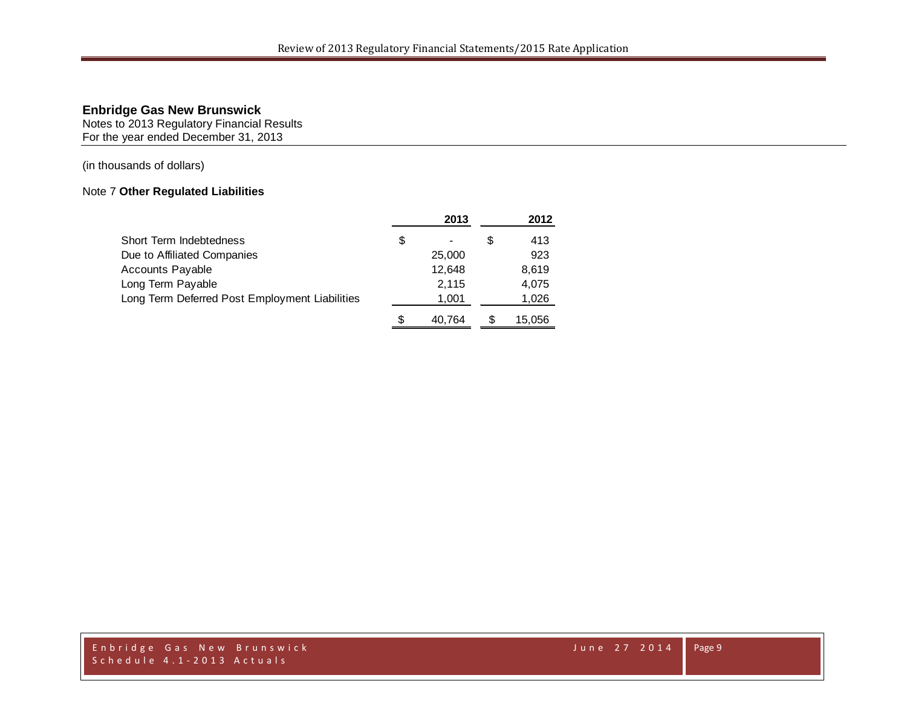**Enbridge Gas New Brunswick**
Notes to 2013 Regulatory Financial Results
For the year ended December 31, 2013

(in thousands of dollars)

Note 7 **Other Regulated Liabilities**

| | 2013 | 2012 |
|---|---|---|
| Short Term Indebtedness | $ - | $ 413 |
| Due to Affiliated Companies | 25,000 | 923 |
| Accounts Payable | 12,648 | 8,619 |
| Long Term Payable | 2,115 | 4,075 |
| Long Term Deferred Post Employment Liabilities | 1,001 | 1,026 |
| | $ 40,764 | $ 15,056 |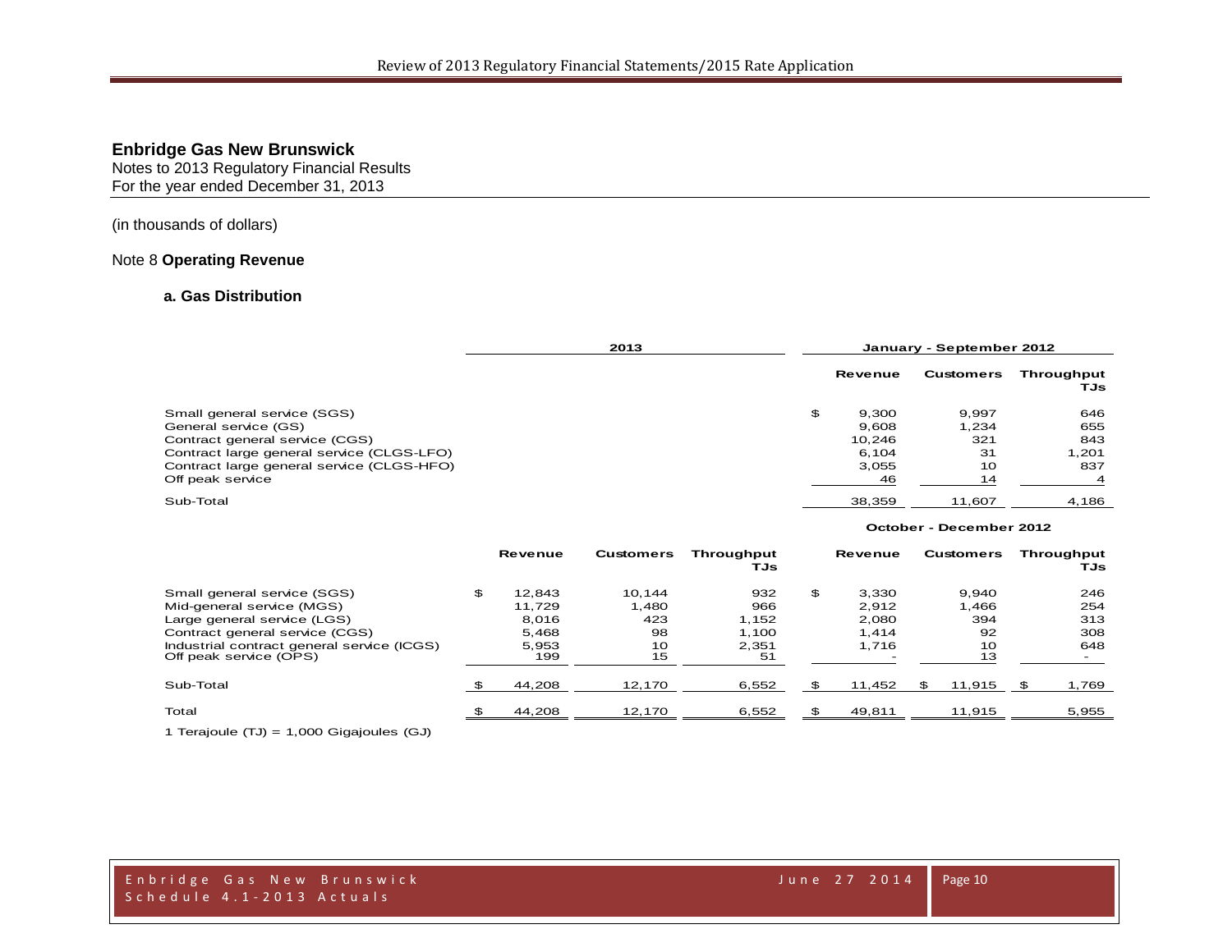**Enbridge Gas New Brunswick**
Notes to 2013 Regulatory Financial Results
For the year ended December 31, 2013

(in thousands of dollars)

Note 8 **Operating Revenue**

### a. Gas Distribution

| | 2013 | | | January - September 2012 | | |
|---|---|---|---|---|---|---|
| | | | | Revenue | Customers | Throughput TJs |
| Small general service (SGS) | | | | $ 9,300 | 9,997 | 646 |
| General service (GS) | | | | 9,608 | 1,234 | 655 |
| Contract general service (CGS) | | | | 10,246 | 321 | 843 |
| Contract large general service (CLGS-LFO) | | | | 6,104 | 31 | 1,201 |
| Contract large general service (CLGS-HFO) | | | | 3,055 | 10 | 837 |
| Off peak service | | | | 46 | 14 | 4 |
| Sub-Total | | | | 38,359 | 11,607 | 4,186 |

| | | | | October - December 2012 | | |
|---|---|---|---|---|---|---|
| | Revenue | Customers | Throughput TJs | Revenue | Customers | Throughput TJs |
| Small general service (SGS) | $ 12,843 | 10,144 | 932 | $ 3,330 | 9,940 | 246 |
| Mid-general service (MGS) | 11,729 | 1,480 | 966 | 2,912 | 1,466 | 254 |
| Large general service (LGS) | 8,016 | 423 | 1,152 | 2,080 | 394 | 313 |
| Contract general service (CGS) | 5,468 | 98 | 1,100 | 1,414 | 92 | 308 |
| Industrial contract general service (ICGS) | 5,953 | 10 | 2,351 | 1,716 | 10 | 648 |
| Off peak service (OPS) | 199 | 15 | 51 | - | 13 | - |
| Sub-Total | $ 44,208 | 12,170 | 6,552 | $ 11,452 | $ 11,915 | $ 1,769 |
| Total | $ 44,208 | 12,170 | 6,552 | $ 49,811 | 11,915 | 5,955 |

1 Terajoule (TJ) = 1,000 Gigajoules (GJ)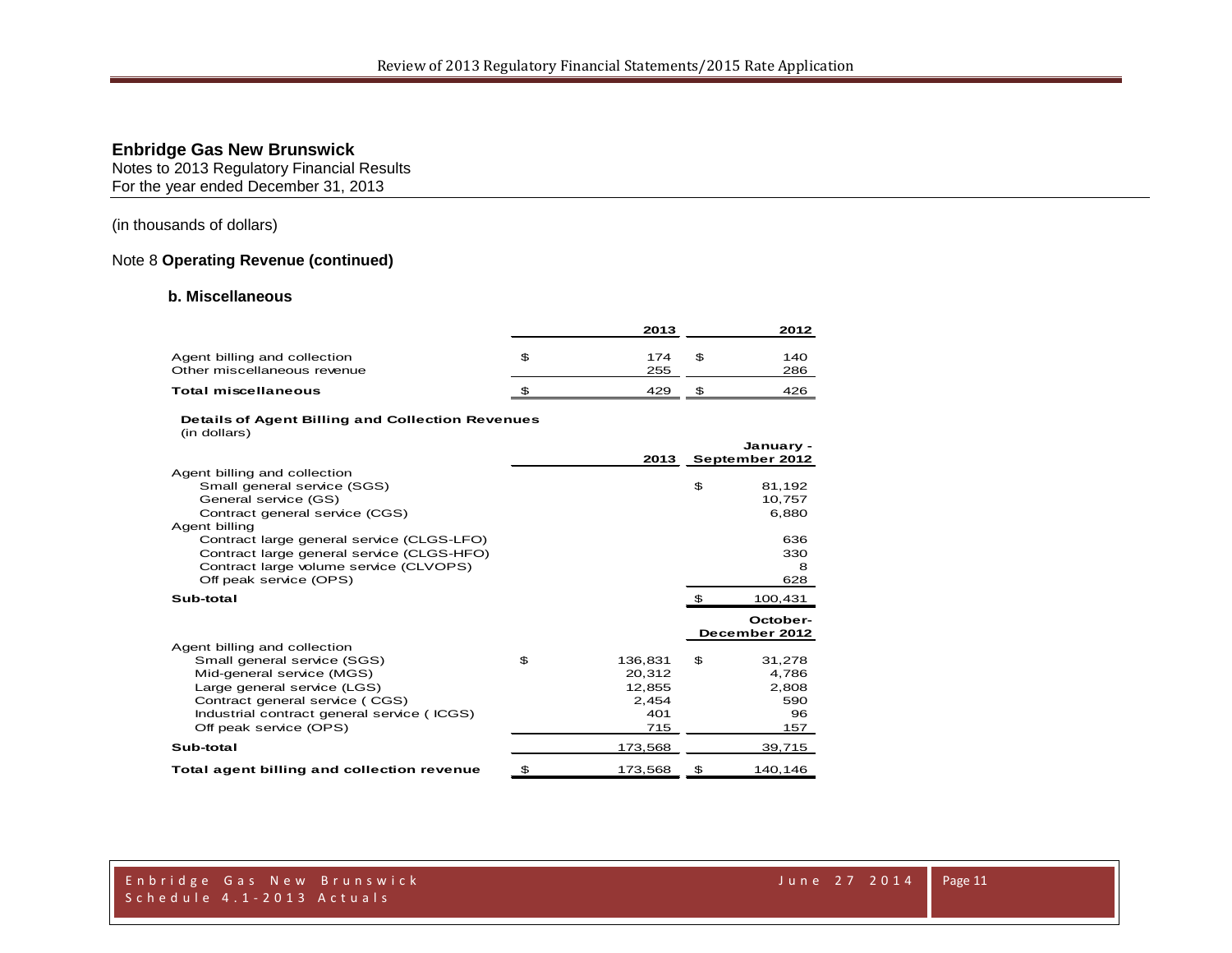## Enbridge Gas New Brunswick

Notes to 2013 Regulatory Financial Results
For the year ended December 31, 2013

(in thousands of dollars)

### Note 8 **Operating Revenue (continued)**

#### b. Miscellaneous

| | | 2013 | | 2012 |
|---|---|---|---|---|
| Agent billing and collection | $ | 174 | $ | 140 |
| Other miscellaneous revenue | | 255 | | 286 |
| **Total miscellaneous** | $ | 429 | $ | 426 |

**Details of Agent Billing and Collection Revenues**
(in dollars)

| | | 2013 | | January - September 2012 |
|---|---|---|---|---|
| Agent billing and collection | | | | |
| Small general service (SGS) | | | $ | 81,192 |
| General service (GS) | | | | 10,757 |
| Contract general service (CGS) | | | | 6,880 |
| Agent billing | | | | |
| Contract large general service (CLGS-LFO) | | | | 636 |
| Contract large general service (CLGS-HFO) | | | | 330 |
| Contract large volume service (CLVOPS) | | | | 8 |
| Off peak service (OPS) | | | | 628 |
| **Sub-total** | | | $ | 100,431 |
| | | | | **October-December 2012** |
| Agent billing and collection | | | | |
| Small general service (SGS) | $ | 136,831 | $ | 31,278 |
| Mid-general service (MGS) | | 20,312 | | 4,786 |
| Large general service (LGS) | | 12,855 | | 2,808 |
| Contract general service ( CGS) | | 2,454 | | 590 |
| Industrial contract general service ( ICGS) | | 401 | | 96 |
| Off peak service (OPS) | | 715 | | 157 |
| **Sub-total** | | 173,568 | | 39,715 |
| **Total agent billing and collection revenue** | $ | 173,568 | $ | 140,146 |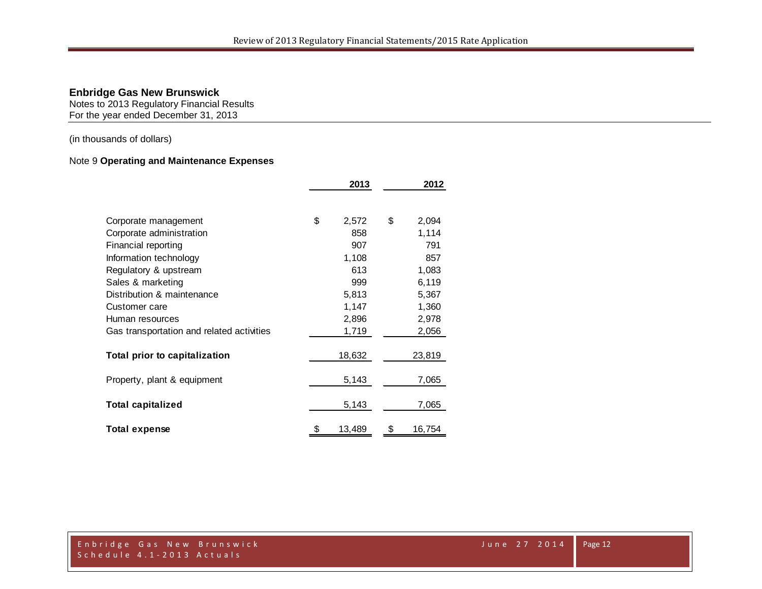**Enbridge Gas New Brunswick**
Notes to 2013 Regulatory Financial Results
For the year ended December 31, 2013

(in thousands of dollars)

Note 9 **Operating and Maintenance Expenses**

| | 2013 | 2012 |
|---|---|---|
| Corporate management | $ 2,572 | $ 2,094 |
| Corporate administration | 858 | 1,114 |
| Financial reporting | 907 | 791 |
| Information technology | 1,108 | 857 |
| Regulatory & upstream | 613 | 1,083 |
| Sales & marketing | 999 | 6,119 |
| Distribution & maintenance | 5,813 | 5,367 |
| Customer care | 1,147 | 1,360 |
| Human resources | 2,896 | 2,978 |
| Gas transportation and related activities | 1,719 | 2,056 |
| **Total prior to capitalization** | 18,632 | 23,819 |
| Property, plant & equipment | 5,143 | 7,065 |
| **Total capitalized** | 5,143 | 7,065 |
| **Total expense** | $ 13,489 | $ 16,754 |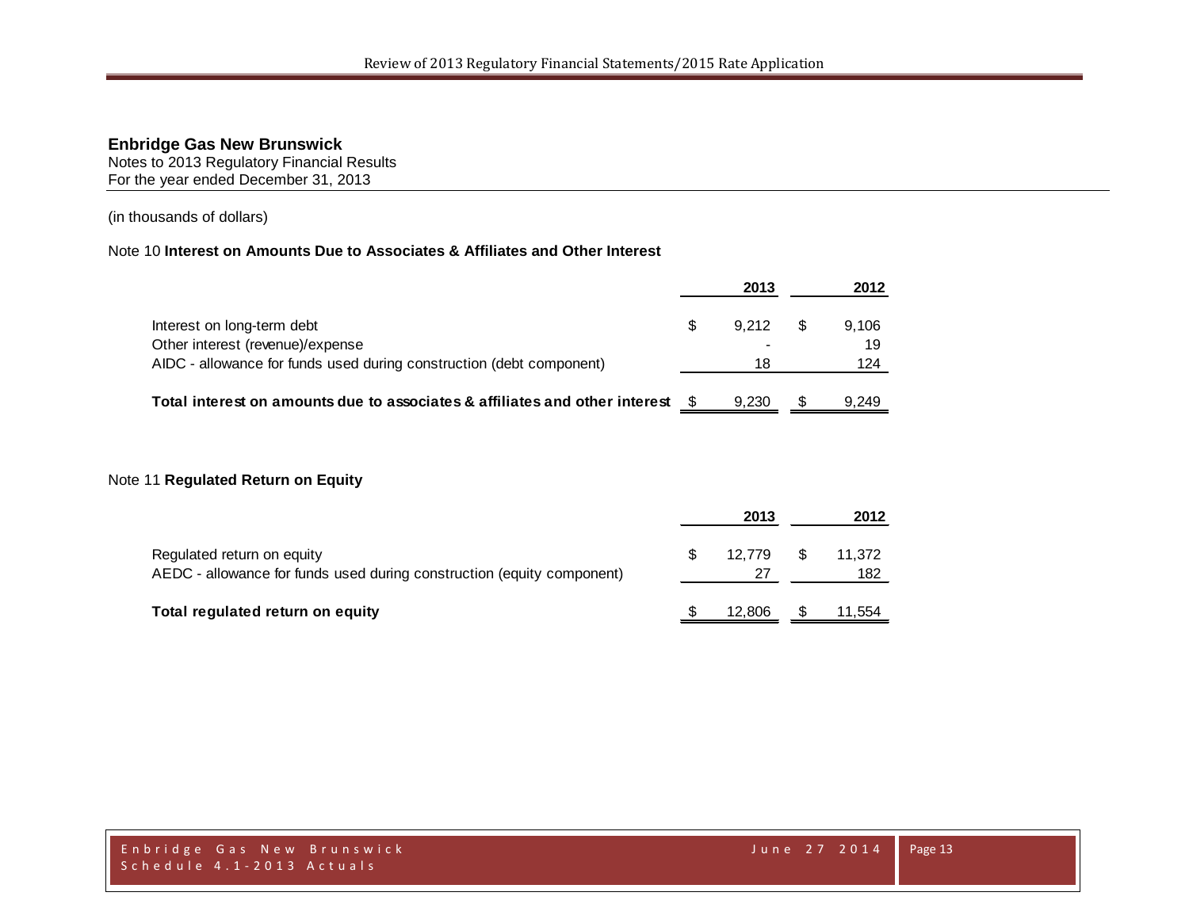**Enbridge Gas New Brunswick**
Notes to 2013 Regulatory Financial Results
For the year ended December 31, 2013

(in thousands of dollars)

Note 10 **Interest on Amounts Due to Associates & Affiliates and Other Interest**

| | 2013 | 2012 |
|---|---|---|
| Interest on long-term debt | $ 9,212 | $ 9,106 |
| Other interest (revenue)/expense | - | 19 |
| AIDC - allowance for funds used during construction (debt component) | 18 | 124 |
| **Total interest on amounts due to associates & affiliates and other interest** | $ 9,230 | $ 9,249 |

Note 11 **Regulated Return on Equity**

| | 2013 | 2012 |
|---|---|---|
| Regulated return on equity | $ 12,779 | $ 11,372 |
| AEDC - allowance for funds used during construction (equity component) | 27 | 182 |
| **Total regulated return on equity** | $ 12,806 | $ 11,554 |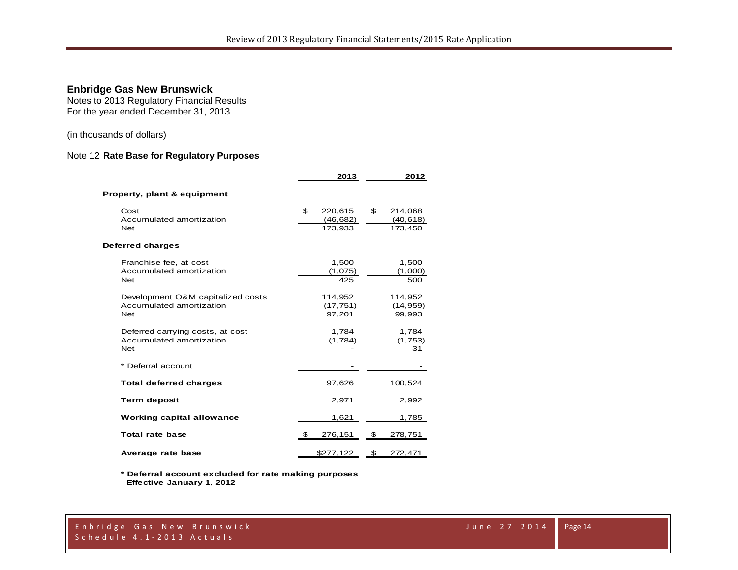## Enbridge Gas New Brunswick

Notes to 2013 Regulatory Financial Results
For the year ended December 31, 2013

(in thousands of dollars)

### Note 12 **Rate Base for Regulatory Purposes**

| | 2013 | 2012 |
|---|---|---|
| **Property, plant & equipment** | | |
| Cost | $ 220,615 | $ 214,068 |
| Accumulated amortization | (46,682) | (40,618) |
| Net | 173,933 | 173,450 |
| **Deferred charges** | | |
| Franchise fee, at cost | 1,500 | 1,500 |
| Accumulated amortization | (1,075) | (1,000) |
| Net | 425 | 500 |
| Development O&M capitalized costs | 114,952 | 114,952 |
| Accumulated amortization | (17,751) | (14,959) |
| Net | 97,201 | 99,993 |
| Deferred carrying costs, at cost | 1,784 | 1,784 |
| Accumulated amortization | (1,784) | (1,753) |
| Net | - | 31 |
| * Deferral account | - | - |
| **Total deferred charges** | 97,626 | 100,524 |
| **Term deposit** | 2,971 | 2,992 |
| **Working capital allowance** | 1,621 | 1,785 |
| **Total rate base** | $ 276,151 | $ 278,751 |
| **Average rate base** | $277,122 | $ 272,471 |

**\* Deferral account excluded for rate making purposes**
**Effective January 1, 2012**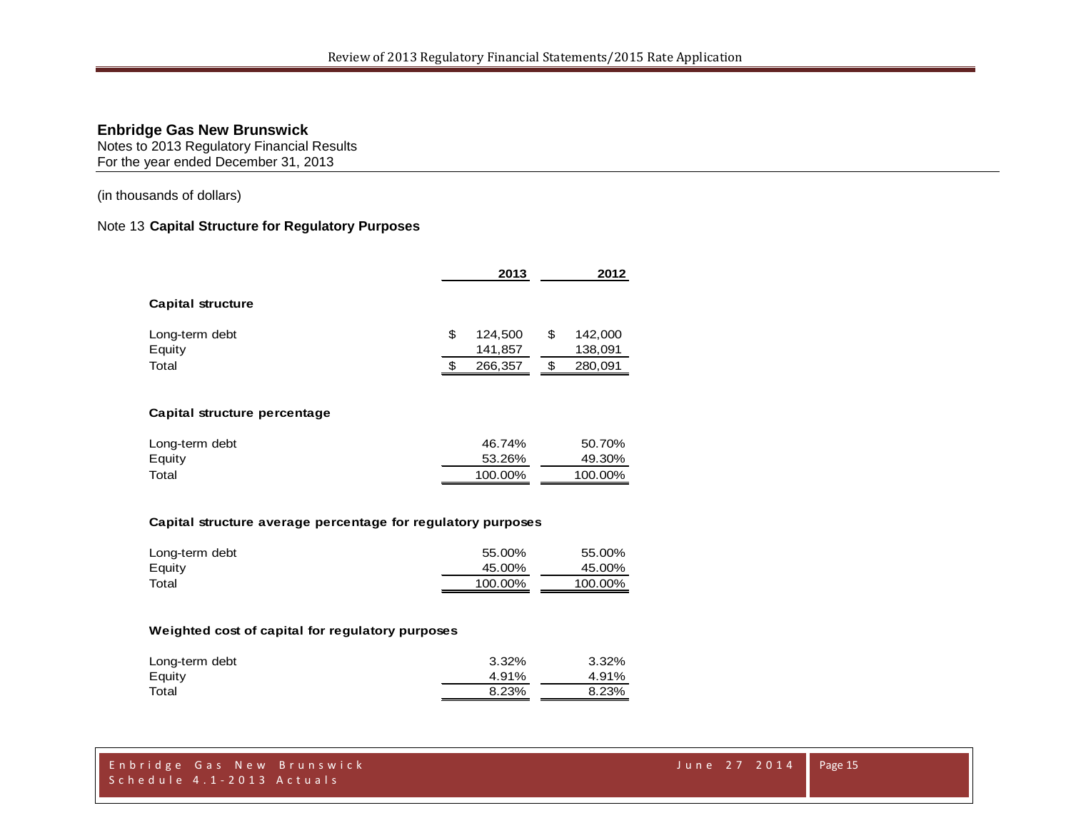## Enbridge Gas New Brunswick

Notes to 2013 Regulatory Financial Results
For the year ended December 31, 2013

(in thousands of dollars)

### Note 13 Capital Structure for Regulatory Purposes

| | 2013 | 2012 |
|---|---|---|
| **Capital structure** | | |
| Long-term debt | $ 124,500 | $ 142,000 |
| Equity | 141,857 | 138,091 |
| Total | $ 266,357 | $ 280,091 |
| **Capital structure percentage** | | |
| Long-term debt | 46.74% | 50.70% |
| Equity | 53.26% | 49.30% |
| Total | 100.00% | 100.00% |
| **Capital structure average percentage for regulatory purposes** | | |
| Long-term debt | 55.00% | 55.00% |
| Equity | 45.00% | 45.00% |
| Total | 100.00% | 100.00% |
| **Weighted cost of capital for regulatory purposes** | | |
| Long-term debt | 3.32% | 3.32% |
| Equity | 4.91% | 4.91% |
| Total | 8.23% | 8.23% |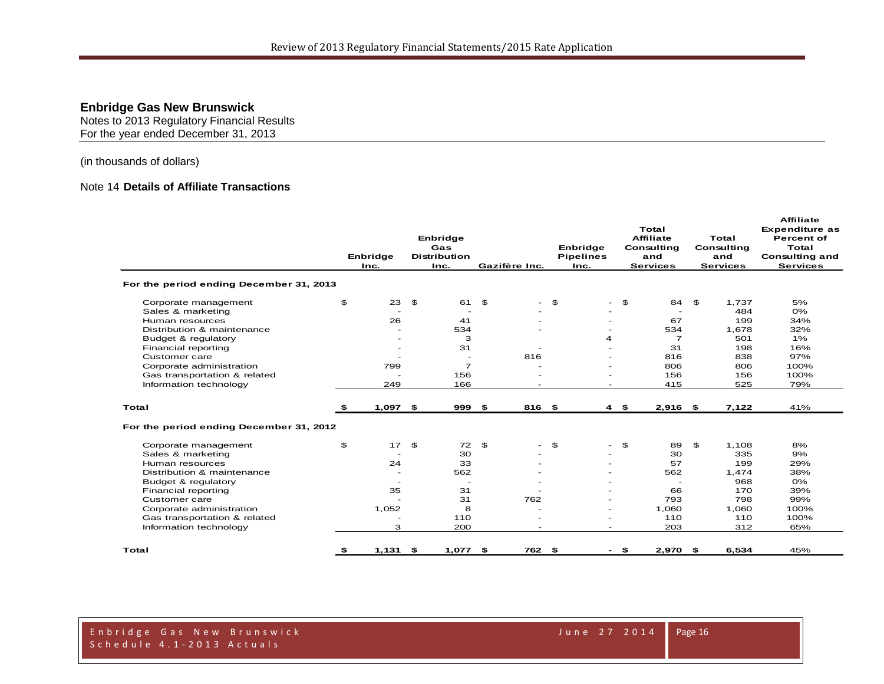## Enbridge Gas New Brunswick

Notes to 2013 Regulatory Financial Results
For the year ended December 31, 2013

(in thousands of dollars)

### Note 14 **Details of Affiliate Transactions**

| | Enbridge Inc. | Enbridge Gas Distribution Inc. | Gazifère Inc. | Enbridge Pipelines Inc. | Total Affiliate Consulting and Services | Total Consulting and Services | Affiliate Expenditure as Percent of Total Consulting and Services |
|---|---|---|---|---|---|---|---|
| **For the period ending December 31, 2013** | | | | | | | |
| Corporate management | $ 23 | $ 61 | $ - | $ - | $ 84 | $ 1,737 | 5% |
| Sales & marketing | - | - | - | - | - | 484 | 0% |
| Human resources | 26 | 41 | - | - | 67 | 199 | 34% |
| Distribution & maintenance | - | 534 | - | - | 534 | 1,678 | 32% |
| Budget & regulatory | - | 3 | | 4 | 7 | 501 | 1% |
| Financial reporting | - | 31 | - | - | 31 | 198 | 16% |
| Customer care | - | - | 816 | - | 816 | 838 | 97% |
| Corporate administration | 799 | 7 | - | - | 806 | 806 | 100% |
| Gas transportation & related | - | 156 | - | - | 156 | 156 | 100% |
| Information technology | 249 | 166 | - | - | 415 | 525 | 79% |
| **Total** | **$ 1,097** | **$ 999** | **$ 816** | **$ 4** | **$ 2,916** | **$ 7,122** | 41% |
| **For the period ending December 31, 2012** | | | | | | | |
| Corporate management | $ 17 | $ 72 | $ - | $ - | $ 89 | $ 1,108 | 8% |
| Sales & marketing | - | 30 | - | - | 30 | 335 | 9% |
| Human resources | 24 | 33 | - | - | 57 | 199 | 29% |
| Distribution & maintenance | - | 562 | - | - | 562 | 1,474 | 38% |
| Budget & regulatory | - | - | - | - | - | 968 | 0% |
| Financial reporting | 35 | 31 | - | - | 66 | 170 | 39% |
| Customer care | - | 31 | 762 | - | 793 | 798 | 99% |
| Corporate administration | 1,052 | 8 | - | - | 1,060 | 1,060 | 100% |
| Gas transportation & related | - | 110 | - | - | 110 | 110 | 100% |
| Information technology | 3 | 200 | - | - | 203 | 312 | 65% |
| **Total** | **$ 1,131** | **$ 1,077** | **$ 762** | **$ -** | **$ 2,970** | **$ 6,534** | 45% |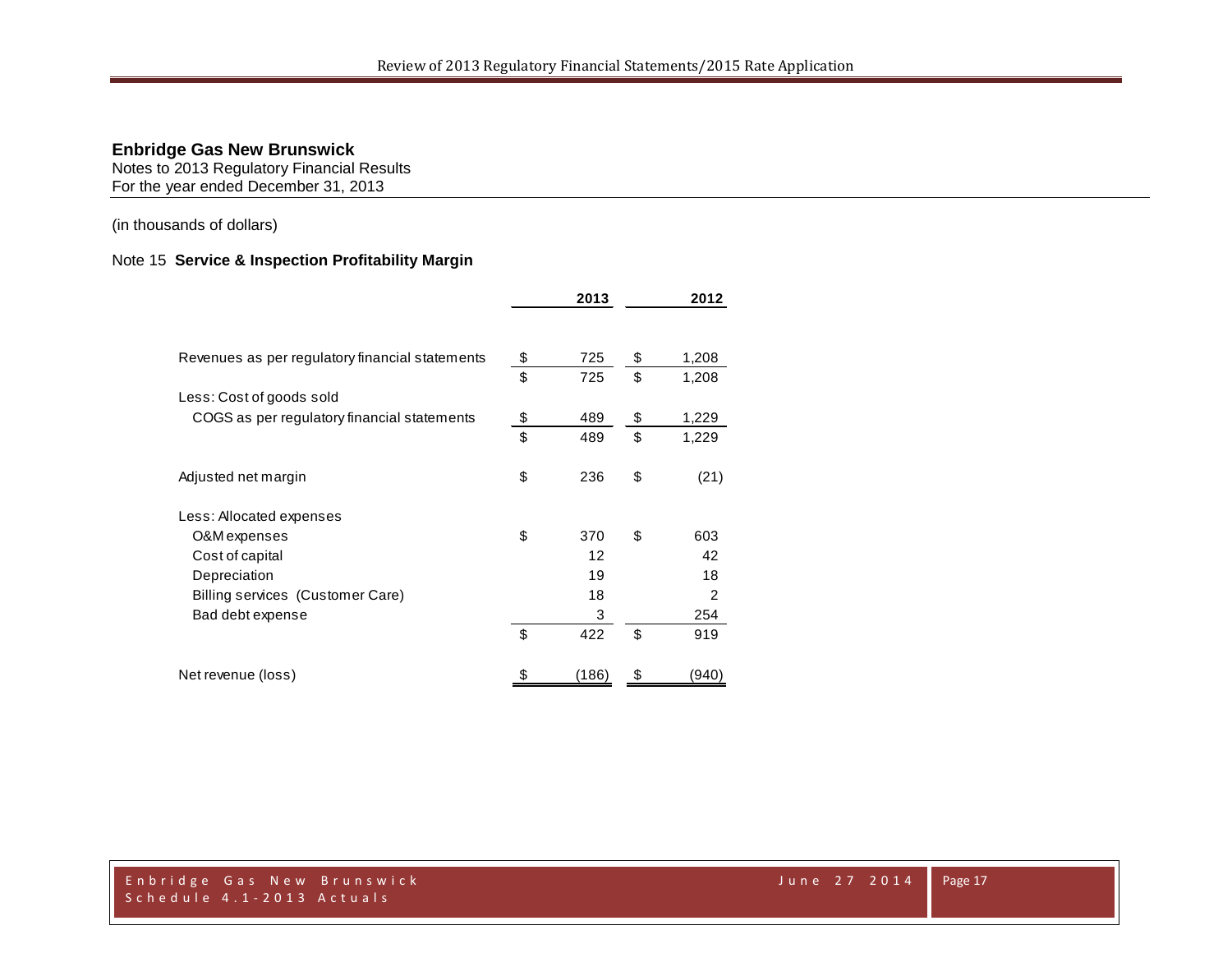**Enbridge Gas New Brunswick**
Notes to 2013 Regulatory Financial Results
For the year ended December 31, 2013

(in thousands of dollars)

Note 15 **Service & Inspection Profitability Margin**

| | 2013 | 2012 |
|---|---|---|
| Revenues as per regulatory financial statements | $ 725 | $ 1,208 |
| | $ 725 | $ 1,208 |
| Less: Cost of goods sold | | |
| COGS as per regulatory financial statements | $ 489 | $ 1,229 |
| | $ 489 | $ 1,229 |
| Adjusted net margin | $ 236 | $ (21) |
| Less: Allocated expenses | | |
| O&M expenses | $ 370 | $ 603 |
| Cost of capital | 12 | 42 |
| Depreciation | 19 | 18 |
| Billing services (Customer Care) | 18 | 2 |
| Bad debt expense | 3 | 254 |
| | $ 422 | $ 919 |
| Net revenue (loss) | $ (186) | $ (940) |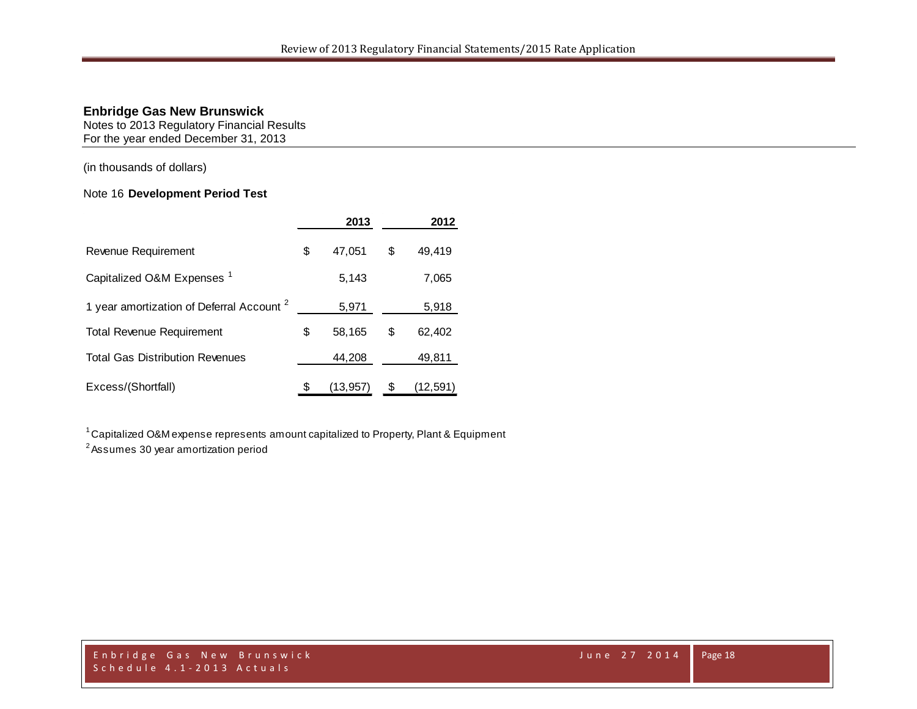**Enbridge Gas New Brunswick**
Notes to 2013 Regulatory Financial Results
For the year ended December 31, 2013

(in thousands of dollars)

Note 16 **Development Period Test**

| | 2013 | 2012 |
|---|---|---|
| Revenue Requirement | $ 47,051 | $ 49,419 |
| Capitalized O&M Expenses [1] | 5,143 | 7,065 |
| 1 year amortization of Deferral Account [2] | 5,971 | 5,918 |
| Total Revenue Requirement | $ 58,165 | $ 62,402 |
| Total Gas Distribution Revenues | 44,208 | 49,811 |
| Excess/(Shortfall) | $ (13,957) | $ (12,591) |

[1] Capitalized O&M expense represents amount capitalized to Property, Plant & Equipment
[2] Assumes 30 year amortization period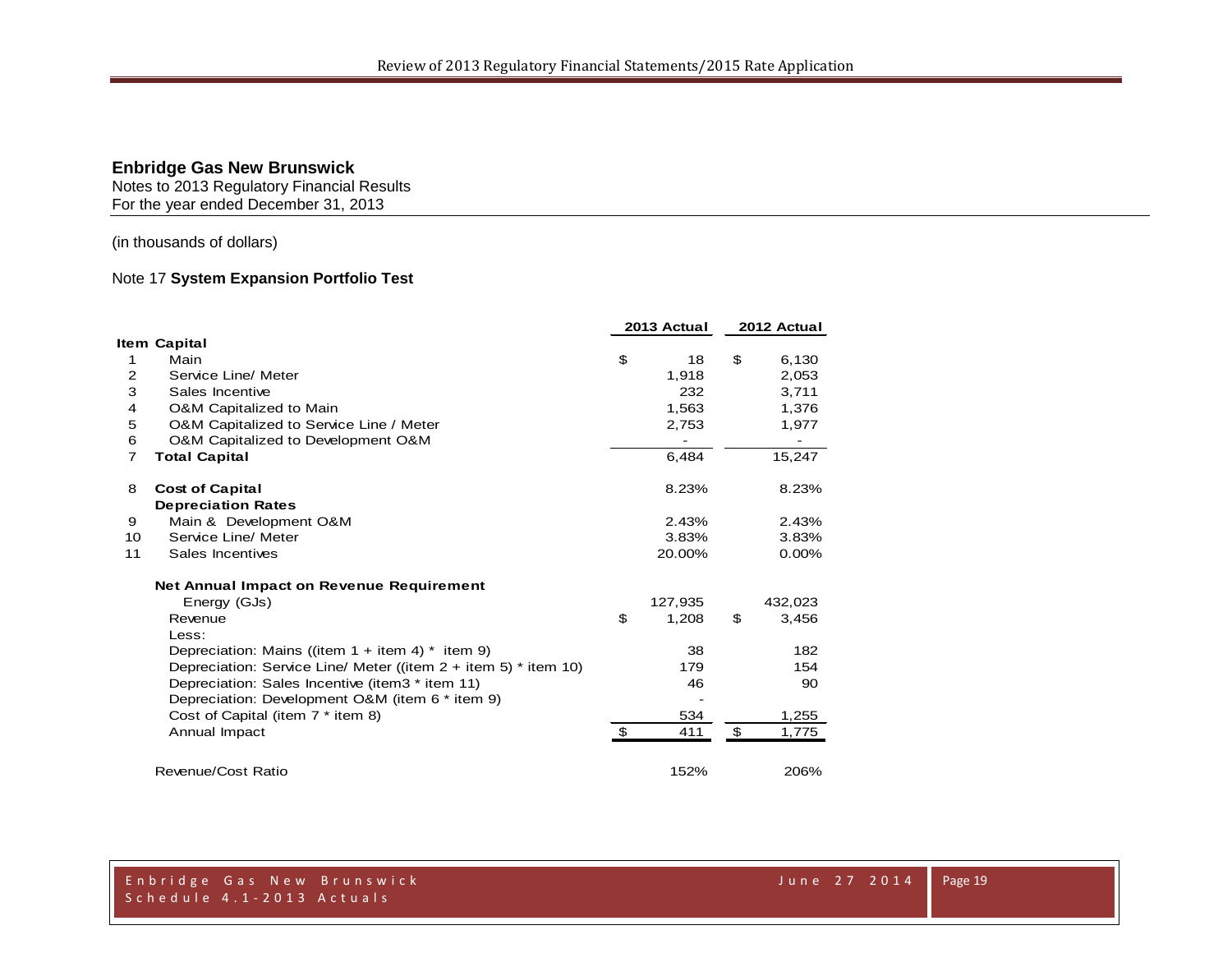**Enbridge Gas New Brunswick**
Notes to 2013 Regulatory Financial Results
For the year ended December 31, 2013

(in thousands of dollars)

Note 17 **System Expansion Portfolio Test**

| Item | Capital | 2013 Actual | 2012 Actual |
|---|---|---|---|
| 1 | Main | $ 18 | $ 6,130 |
| 2 | Service Line/ Meter | 1,918 | 2,053 |
| 3 | Sales Incentive | 232 | 3,711 |
| 4 | O&M Capitalized to Main | 1,563 | 1,376 |
| 5 | O&M Capitalized to Service Line / Meter | 2,753 | 1,977 |
| 6 | O&M Capitalized to Development O&M | - | - |
| 7 | **Total Capital** | 6,484 | 15,247 |
| | | | |
| 8 | **Cost of Capital** | 8.23% | 8.23% |
| | **Depreciation Rates** | | |
| 9 | Main & Development O&M | 2.43% | 2.43% |
| 10 | Service Line/ Meter | 3.83% | 3.83% |
| 11 | Sales Incentives | 20.00% | 0.00% |
| | | | |
| | **Net Annual Impact on Revenue Requirement** | | |
| | Energy (GJs) | 127,935 | 432,023 |
| | Revenue | $ 1,208 | $ 3,456 |
| | Less: | | |
| | Depreciation: Mains ((item 1 + item 4) * item 9) | 38 | 182 |
| | Depreciation: Service Line/ Meter ((item 2 + item 5) * item 10) | 179 | 154 |
| | Depreciation: Sales Incentive (item3 * item 11) | 46 | 90 |
| | Depreciation: Development O&M (item 6 * item 9) | - | |
| | Cost of Capital (item 7 * item 8) | 534 | 1,255 |
| | Annual Impact | $ 411 | $ 1,775 |
| | | | |
| | Revenue/Cost Ratio | 152% | 206% |